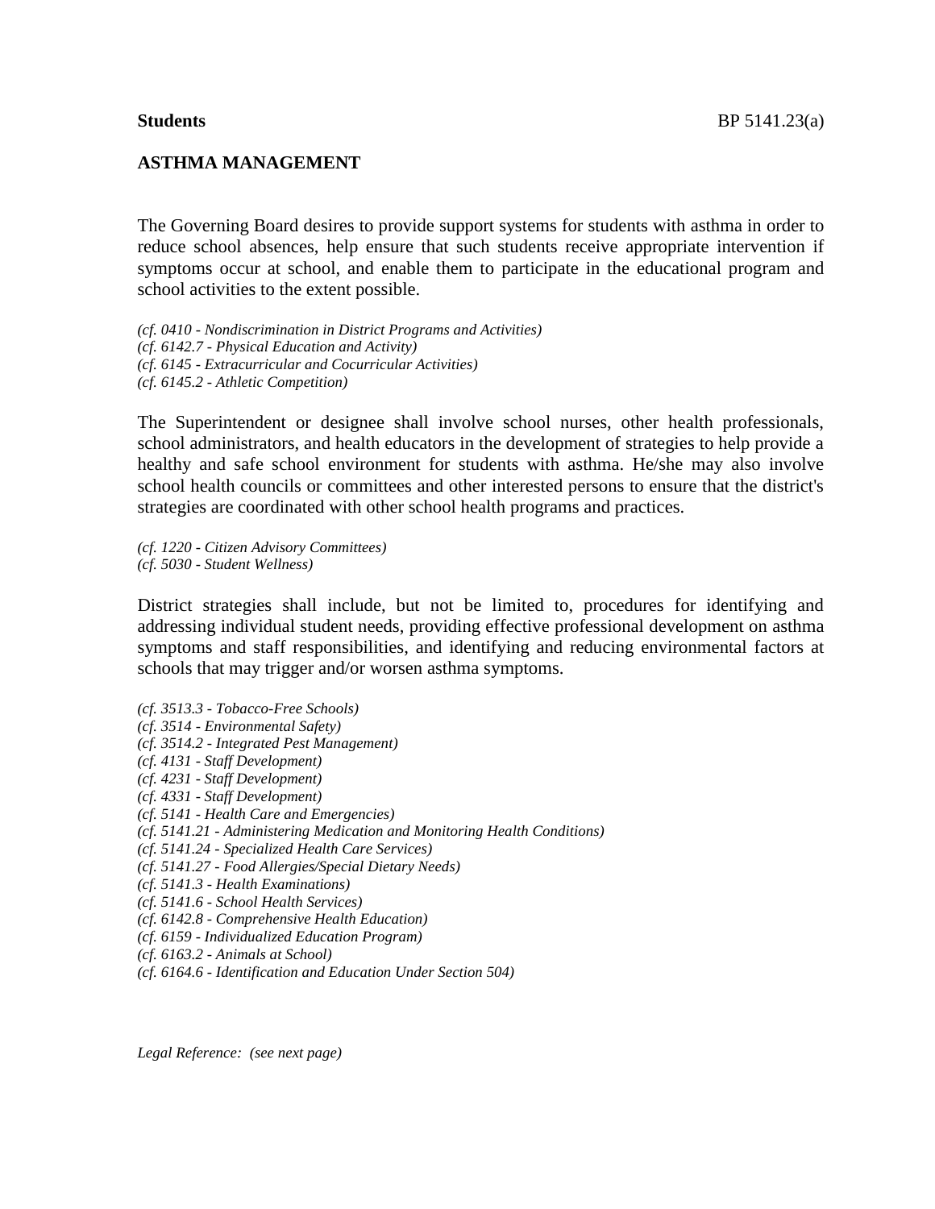**Students** BP 5141.23(a)

## ASTHMA MANAGEMENT

The Governing Board desires to provide support systems for students with asthma in order to reduce school absences, help ensure that such students receive appropriate intervention if symptoms occur at school, and enable them to participate in the educational program and school activities to the extent possible.

*(cf. 0410 - Nondiscrimination in District Programs and Activities)*
*(cf. 6142.7 - Physical Education and Activity)*
*(cf. 6145 - Extracurricular and Cocurricular Activities)*
*(cf. 6145.2 - Athletic Competition)*

The Superintendent or designee shall involve school nurses, other health professionals, school administrators, and health educators in the development of strategies to help provide a healthy and safe school environment for students with asthma. He/she may also involve school health councils or committees and other interested persons to ensure that the district's strategies are coordinated with other school health programs and practices.

*(cf. 1220 - Citizen Advisory Committees)*
*(cf. 5030 - Student Wellness)*

District strategies shall include, but not be limited to, procedures for identifying and addressing individual student needs, providing effective professional development on asthma symptoms and staff responsibilities, and identifying and reducing environmental factors at schools that may trigger and/or worsen asthma symptoms.

*(cf. 3513.3 - Tobacco-Free Schools)*
*(cf. 3514 - Environmental Safety)*
*(cf. 3514.2 - Integrated Pest Management)*
*(cf. 4131 - Staff Development)*
*(cf. 4231 - Staff Development)*
*(cf. 4331 - Staff Development)*
*(cf. 5141 - Health Care and Emergencies)*
*(cf. 5141.21 - Administering Medication and Monitoring Health Conditions)*
*(cf. 5141.24 - Specialized Health Care Services)*
*(cf. 5141.27 - Food Allergies/Special Dietary Needs)*
*(cf. 5141.3 - Health Examinations)*
*(cf. 5141.6 - School Health Services)*
*(cf. 6142.8 - Comprehensive Health Education)*
*(cf. 6159 - Individualized Education Program)*
*(cf. 6163.2 - Animals at School)*
*(cf. 6164.6 - Identification and Education Under Section 504)*

*Legal Reference: (see next page)*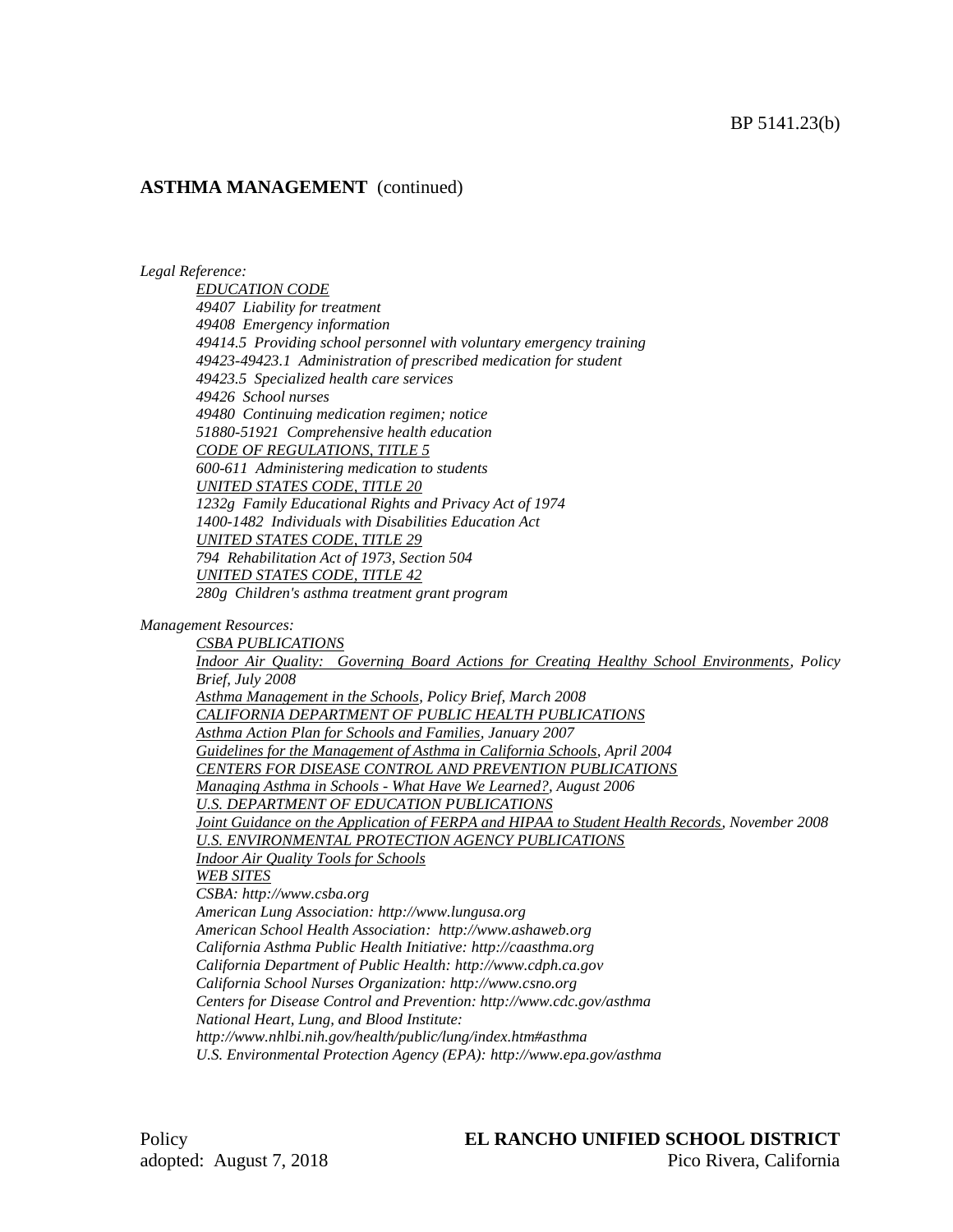## ASTHMA MANAGEMENT (continued)

*Legal Reference:*

*EDUCATION CODE*
*49407 Liability for treatment*
*49408 Emergency information*
*49414.5 Providing school personnel with voluntary emergency training*
*49423-49423.1 Administration of prescribed medication for student*
*49423.5 Specialized health care services*
*49426 School nurses*
*49480 Continuing medication regimen; notice*
*51880-51921 Comprehensive health education*
*CODE OF REGULATIONS, TITLE 5*
*600-611 Administering medication to students*
*UNITED STATES CODE, TITLE 20*
*1232g Family Educational Rights and Privacy Act of 1974*
*1400-1482 Individuals with Disabilities Education Act*
*UNITED STATES CODE, TITLE 29*
*794 Rehabilitation Act of 1973, Section 504*
*UNITED STATES CODE, TITLE 42*
*280g Children's asthma treatment grant program*

*Management Resources:*

*CSBA PUBLICATIONS*
*Indoor Air Quality: Governing Board Actions for Creating Healthy School Environments, Policy Brief, July 2008*
*Asthma Management in the Schools, Policy Brief, March 2008*
*CALIFORNIA DEPARTMENT OF PUBLIC HEALTH PUBLICATIONS*
*Asthma Action Plan for Schools and Families, January 2007*
*Guidelines for the Management of Asthma in California Schools, April 2004*
*CENTERS FOR DISEASE CONTROL AND PREVENTION PUBLICATIONS*
*Managing Asthma in Schools - What Have We Learned?, August 2006*
*U.S. DEPARTMENT OF EDUCATION PUBLICATIONS*
*Joint Guidance on the Application of FERPA and HIPAA to Student Health Records, November 2008*
*U.S. ENVIRONMENTAL PROTECTION AGENCY PUBLICATIONS*
*Indoor Air Quality Tools for Schools*
*WEB SITES*
*CSBA: http://www.csba.org*
*American Lung Association: http://www.lungusa.org*
*American School Health Association: http://www.ashaweb.org*
*California Asthma Public Health Initiative: http://caasthma.org*
*California Department of Public Health: http://www.cdph.ca.gov*
*California School Nurses Organization: http://www.csno.org*
*Centers for Disease Control and Prevention: http://www.cdc.gov/asthma*
*National Heart, Lung, and Blood Institute: http://www.nhlbi.nih.gov/health/public/lung/index.htm#asthma*
*U.S. Environmental Protection Agency (EPA): http://www.epa.gov/asthma*

Policy adopted: August 7, 2018

**EL RANCHO UNIFIED SCHOOL DISTRICT**
Pico Rivera, California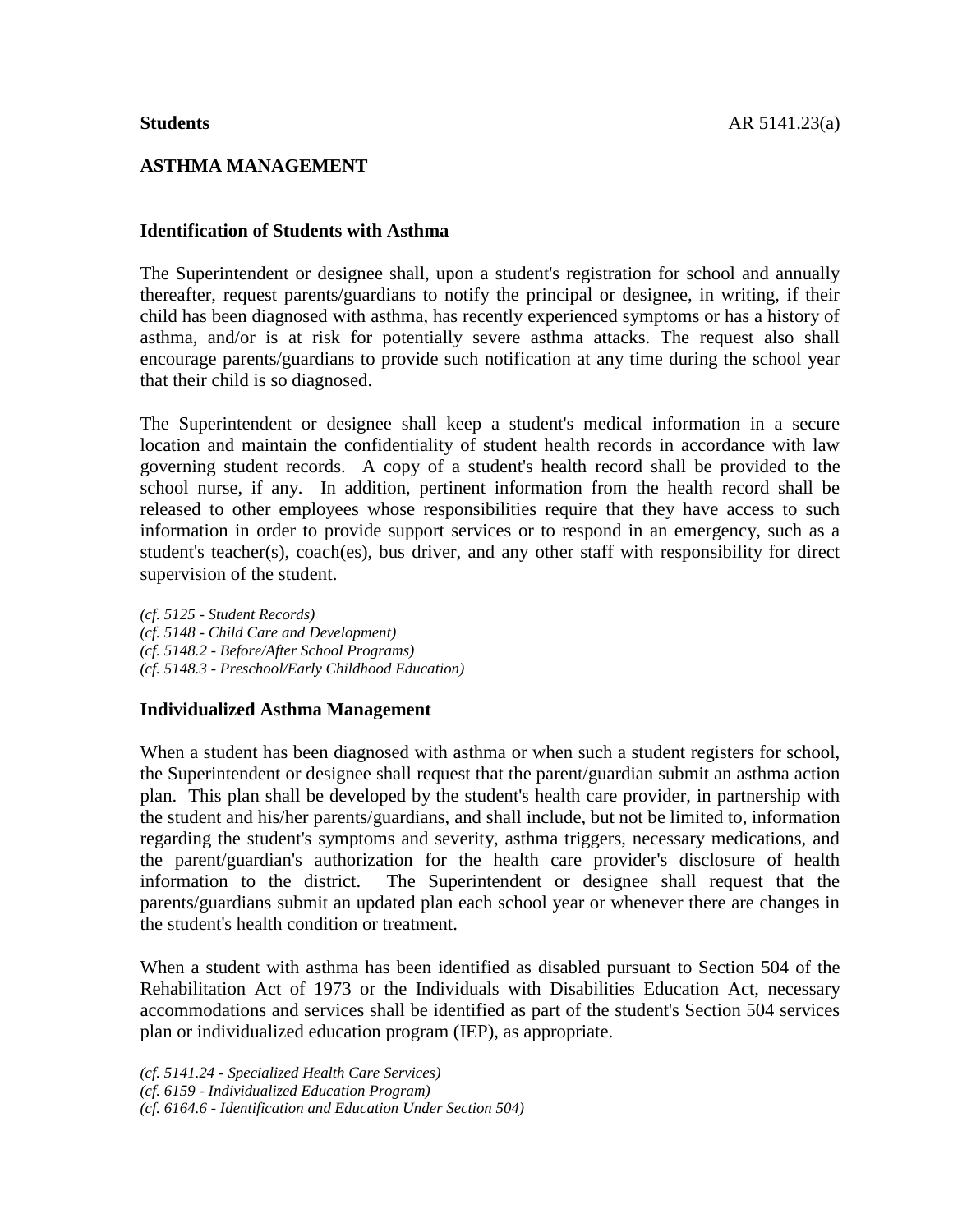**Students**

## ASTHMA MANAGEMENT

### Identification of Students with Asthma

The Superintendent or designee shall, upon a student's registration for school and annually thereafter, request parents/guardians to notify the principal or designee, in writing, if their child has been diagnosed with asthma, has recently experienced symptoms or has a history of asthma, and/or is at risk for potentially severe asthma attacks. The request also shall encourage parents/guardians to provide such notification at any time during the school year that their child is so diagnosed.

The Superintendent or designee shall keep a student's medical information in a secure location and maintain the confidentiality of student health records in accordance with law governing student records. A copy of a student's health record shall be provided to the school nurse, if any. In addition, pertinent information from the health record shall be released to other employees whose responsibilities require that they have access to such information in order to provide support services or to respond in an emergency, such as a student's teacher(s), coach(es), bus driver, and any other staff with responsibility for direct supervision of the student.

*(cf. 5125 - Student Records)*
*(cf. 5148 - Child Care and Development)*
*(cf. 5148.2 - Before/After School Programs)*
*(cf. 5148.3 - Preschool/Early Childhood Education)*

### Individualized Asthma Management

When a student has been diagnosed with asthma or when such a student registers for school, the Superintendent or designee shall request that the parent/guardian submit an asthma action plan. This plan shall be developed by the student's health care provider, in partnership with the student and his/her parents/guardians, and shall include, but not be limited to, information regarding the student's symptoms and severity, asthma triggers, necessary medications, and the parent/guardian's authorization for the health care provider's disclosure of health information to the district. The Superintendent or designee shall request that the parents/guardians submit an updated plan each school year or whenever there are changes in the student's health condition or treatment.

When a student with asthma has been identified as disabled pursuant to Section 504 of the Rehabilitation Act of 1973 or the Individuals with Disabilities Education Act, necessary accommodations and services shall be identified as part of the student's Section 504 services plan or individualized education program (IEP), as appropriate.

*(cf. 5141.24 - Specialized Health Care Services)*
*(cf. 6159 - Individualized Education Program)*
*(cf. 6164.6 - Identification and Education Under Section 504)*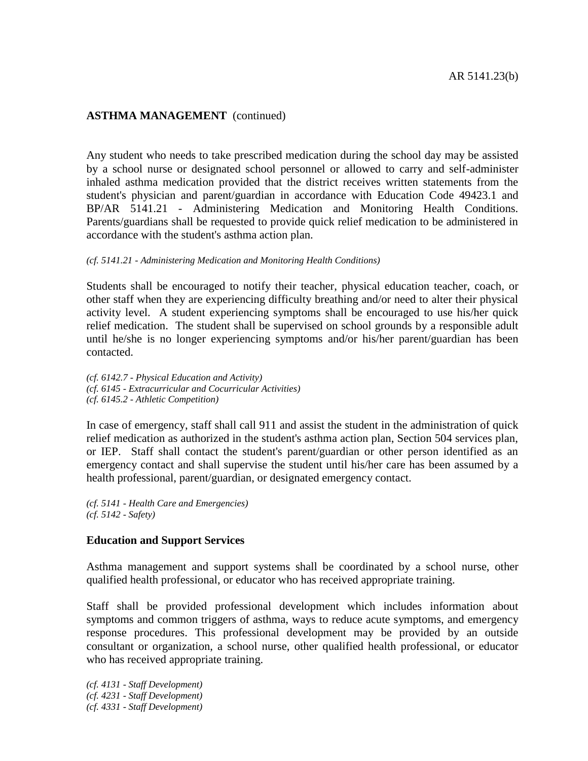## ASTHMA MANAGEMENT (continued)

Any student who needs to take prescribed medication during the school day may be assisted by a school nurse or designated school personnel or allowed to carry and self-administer inhaled asthma medication provided that the district receives written statements from the student's physician and parent/guardian in accordance with Education Code 49423.1 and BP/AR 5141.21 - Administering Medication and Monitoring Health Conditions. Parents/guardians shall be requested to provide quick relief medication to be administered in accordance with the student's asthma action plan.

*(cf. 5141.21 - Administering Medication and Monitoring Health Conditions)*

Students shall be encouraged to notify their teacher, physical education teacher, coach, or other staff when they are experiencing difficulty breathing and/or need to alter their physical activity level. A student experiencing symptoms shall be encouraged to use his/her quick relief medication. The student shall be supervised on school grounds by a responsible adult until he/she is no longer experiencing symptoms and/or his/her parent/guardian has been contacted.

*(cf. 6142.7 - Physical Education and Activity)*
*(cf. 6145 - Extracurricular and Cocurricular Activities)*
*(cf. 6145.2 - Athletic Competition)*

In case of emergency, staff shall call 911 and assist the student in the administration of quick relief medication as authorized in the student's asthma action plan, Section 504 services plan, or IEP. Staff shall contact the student's parent/guardian or other person identified as an emergency contact and shall supervise the student until his/her care has been assumed by a health professional, parent/guardian, or designated emergency contact.

*(cf. 5141 - Health Care and Emergencies)*
*(cf. 5142 - Safety)*

### Education and Support Services

Asthma management and support systems shall be coordinated by a school nurse, other qualified health professional, or educator who has received appropriate training.

Staff shall be provided professional development which includes information about symptoms and common triggers of asthma, ways to reduce acute symptoms, and emergency response procedures. This professional development may be provided by an outside consultant or organization, a school nurse, other qualified health professional, or educator who has received appropriate training.

*(cf. 4131 - Staff Development)*
*(cf. 4231 - Staff Development)*
*(cf. 4331 - Staff Development)*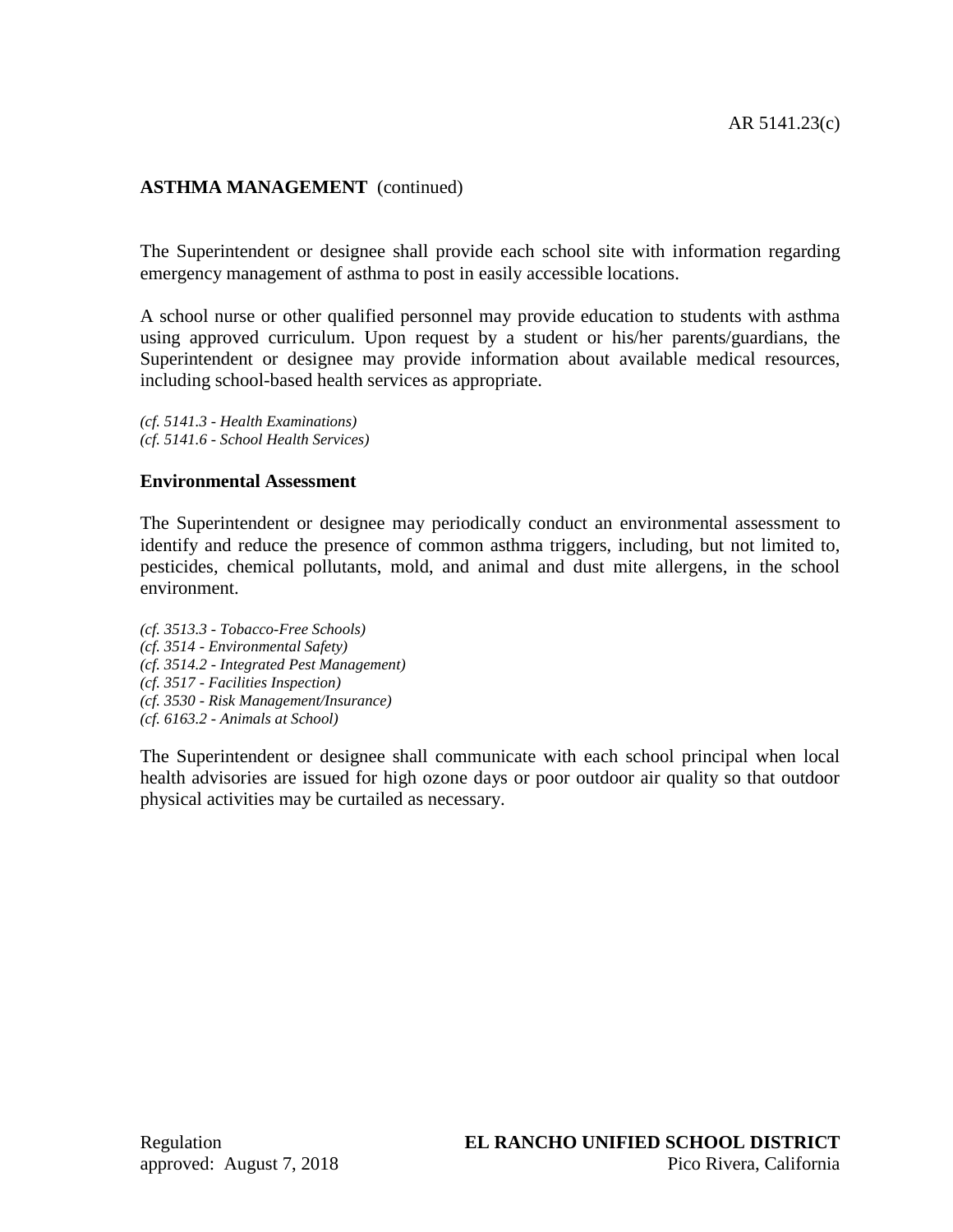## ASTHMA MANAGEMENT (continued)

The Superintendent or designee shall provide each school site with information regarding emergency management of asthma to post in easily accessible locations.

A school nurse or other qualified personnel may provide education to students with asthma using approved curriculum. Upon request by a student or his/her parents/guardians, the Superintendent or designee may provide information about available medical resources, including school-based health services as appropriate.

*(cf. 5141.3 - Health Examinations)*
*(cf. 5141.6 - School Health Services)*

### Environmental Assessment

The Superintendent or designee may periodically conduct an environmental assessment to identify and reduce the presence of common asthma triggers, including, but not limited to, pesticides, chemical pollutants, mold, and animal and dust mite allergens, in the school environment.

*(cf. 3513.3 - Tobacco-Free Schools)*
*(cf. 3514 - Environmental Safety)*
*(cf. 3514.2 - Integrated Pest Management)*
*(cf. 3517 - Facilities Inspection)*
*(cf. 3530 - Risk Management/Insurance)*
*(cf. 6163.2 - Animals at School)*

The Superintendent or designee shall communicate with each school principal when local health advisories are issued for high ozone days or poor outdoor air quality so that outdoor physical activities may be curtailed as necessary.

Regulation
approved: August 7, 2018

**EL RANCHO UNIFIED SCHOOL DISTRICT**
Pico Rivera, California